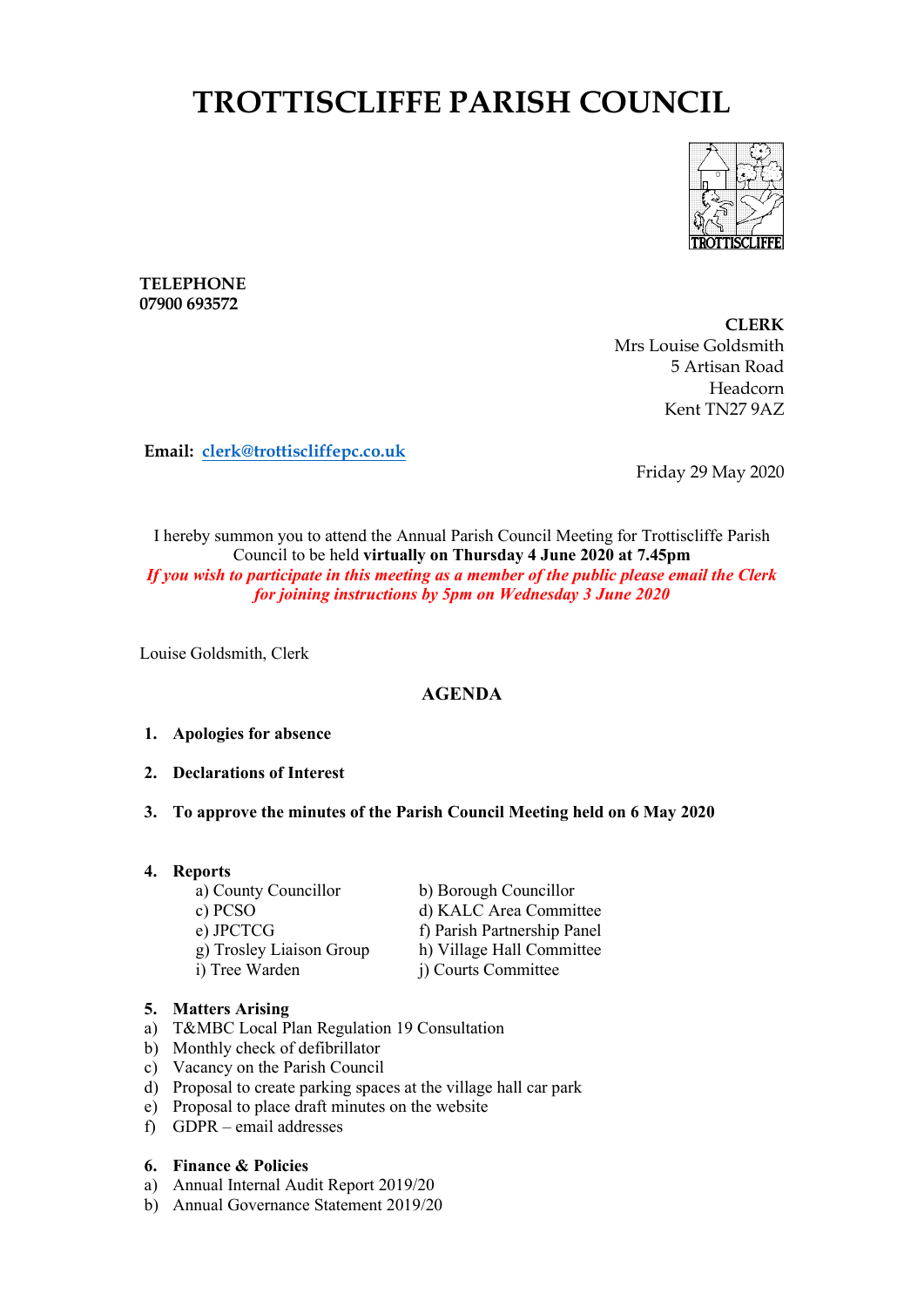# TROTTISCLIFFE PARISH COUNCIL

**TELEPHONE**
**07900 693572**

**CLERK**
Mrs Louise Goldsmith
5 Artisan Road
Headcorn
Kent TN27 9AZ

**Email:** clerk@trottiscliffepc.co.uk

Friday 29 May 2020

I hereby summon you to attend the Annual Parish Council Meeting for Trottiscliffe Parish Council to be held **virtually on Thursday 4 June 2020 at 7.45pm**
***If you wish to participate in this meeting as a member of the public please email the Clerk for joining instructions by 5pm on Wednesday 3 June 2020***

Louise Goldsmith, Clerk

## AGENDA

1. **Apologies for absence**

2. **Declarations of Interest**

3. **To approve the minutes of the Parish Council Meeting held on 6 May 2020**

4. **Reports**
   - a) County Councillor
   - b) Borough Councillor
   - c) PCSO
   - d) KALC Area Committee
   - e) JPCTCG
   - f) Parish Partnership Panel
   - g) Trosley Liaison Group
   - h) Village Hall Committee
   - i) Tree Warden
   - j) Courts Committee

5. **Matters Arising**
   - a) T&MBC Local Plan Regulation 19 Consultation
   - b) Monthly check of defibrillator
   - c) Vacancy on the Parish Council
   - d) Proposal to create parking spaces at the village hall car park
   - e) Proposal to place draft minutes on the website
   - f) GDPR – email addresses

6. **Finance & Policies**
   - a) Annual Internal Audit Report 2019/20
   - b) Annual Governance Statement 2019/20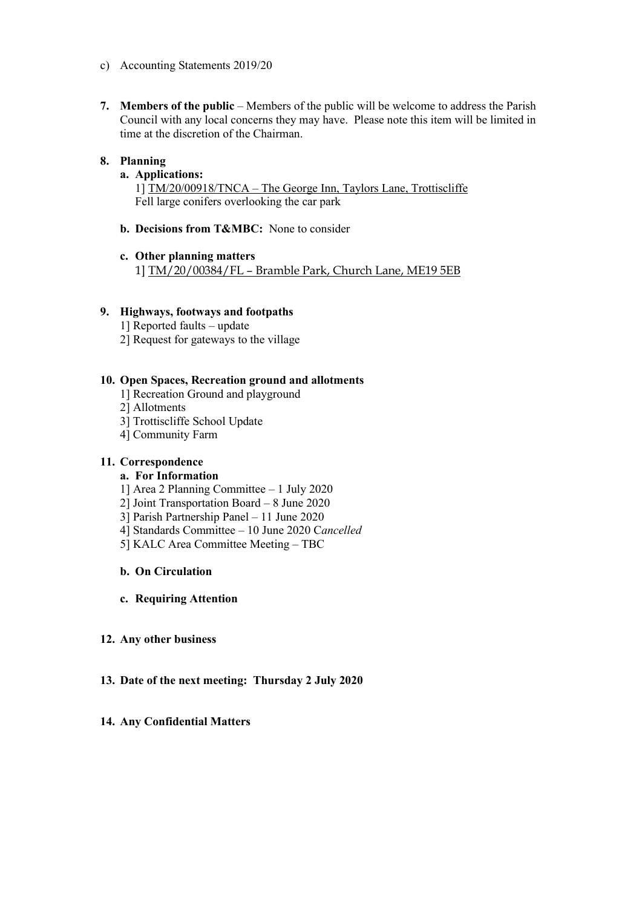c) Accounting Statements 2019/20

7. **Members of the public** – Members of the public will be welcome to address the Parish Council with any local concerns they may have. Please note this item will be limited in time at the discretion of the Chairman.

8. **Planning**

   **a. Applications:**

   1] TM/20/00918/TNCA – The George Inn, Taylors Lane, Trottiscliffe
   Fell large conifers overlooking the car park

   **b. Decisions from T&MBC:** None to consider

   **c. Other planning matters**

   1] TM/20/00384/FL – Bramble Park, Church Lane, ME19 5EB

9. **Highways, footways and footpaths**

   1] Reported faults – update
   2] Request for gateways to the village

10. **Open Spaces, Recreation ground and allotments**

    1] Recreation Ground and playground
    2] Allotments
    3] Trottiscliffe School Update
    4] Community Farm

11. **Correspondence**

    **a. For Information**

    1] Area 2 Planning Committee – 1 July 2020
    2] Joint Transportation Board – 8 June 2020
    3] Parish Partnership Panel – 11 June 2020
    4] Standards Committee – 10 June 2020 C*ancelled*
    5] KALC Area Committee Meeting – TBC

    **b. On Circulation**

    **c. Requiring Attention**

12. **Any other business**

13. **Date of the next meeting: Thursday 2 July 2020**

14. **Any Confidential Matters**